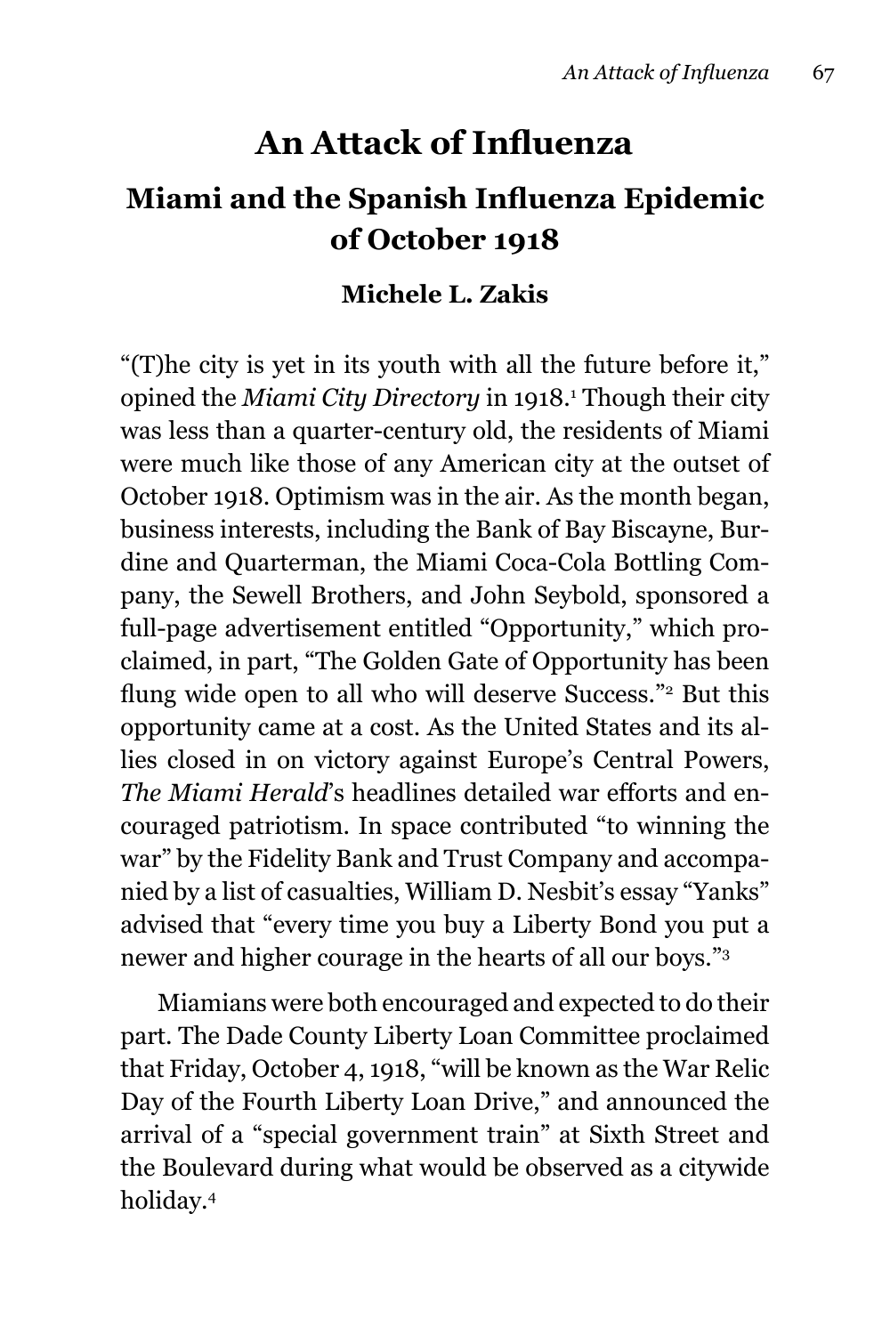# An Attack of Influenza

## Miami and the Spanish Influenza Epidemic of October 1918

**Michele L. Zakis**

"(T)he city is yet in its youth with all the future before it," opined the *Miami City Directory* in 1918.[1] Though their city was less than a quarter-century old, the residents of Miami were much like those of any American city at the outset of October 1918. Optimism was in the air. As the month began, business interests, including the Bank of Bay Biscayne, Burdine and Quarterman, the Miami Coca-Cola Bottling Company, the Sewell Brothers, and John Seybold, sponsored a full-page advertisement entitled "Opportunity," which proclaimed, in part, "The Golden Gate of Opportunity has been flung wide open to all who will deserve Success."[2] But this opportunity came at a cost. As the United States and its allies closed in on victory against Europe's Central Powers, *The Miami Herald*'s headlines detailed war efforts and encouraged patriotism. In space contributed "to winning the war" by the Fidelity Bank and Trust Company and accompanied by a list of casualties, William D. Nesbit's essay "Yanks" advised that "every time you buy a Liberty Bond you put a newer and higher courage in the hearts of all our boys."[3]

Miamians were both encouraged and expected to do their part. The Dade County Liberty Loan Committee proclaimed that Friday, October 4, 1918, "will be known as the War Relic Day of the Fourth Liberty Loan Drive," and announced the arrival of a "special government train" at Sixth Street and the Boulevard during what would be observed as a citywide holiday.[4]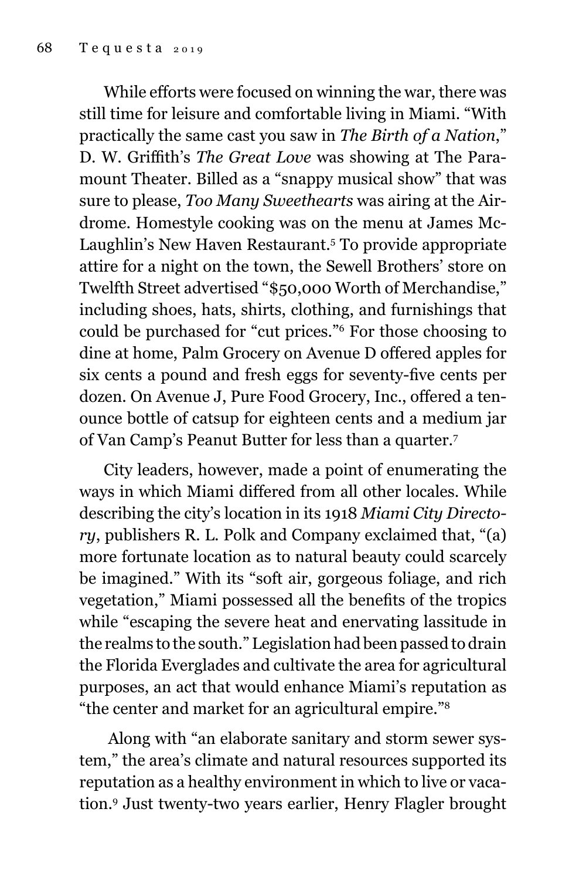While efforts were focused on winning the war, there was still time for leisure and comfortable living in Miami. "With practically the same cast you saw in *The Birth of a Nation*," D. W. Griffith's *The Great Love* was showing at The Paramount Theater. Billed as a "snappy musical show" that was sure to please, *Too Many Sweethearts* was airing at the Airdrome. Homestyle cooking was on the menu at James McLaughlin's New Haven Restaurant.[5] To provide appropriate attire for a night on the town, the Sewell Brothers' store on Twelfth Street advertised "$50,000 Worth of Merchandise," including shoes, hats, shirts, clothing, and furnishings that could be purchased for "cut prices."[6] For those choosing to dine at home, Palm Grocery on Avenue D offered apples for six cents a pound and fresh eggs for seventy-five cents per dozen. On Avenue J, Pure Food Grocery, Inc., offered a ten-ounce bottle of catsup for eighteen cents and a medium jar of Van Camp's Peanut Butter for less than a quarter.[7]

City leaders, however, made a point of enumerating the ways in which Miami differed from all other locales. While describing the city's location in its 1918 *Miami City Directory*, publishers R. L. Polk and Company exclaimed that, "(a) more fortunate location as to natural beauty could scarcely be imagined." With its "soft air, gorgeous foliage, and rich vegetation," Miami possessed all the benefits of the tropics while "escaping the severe heat and enervating lassitude in the realms to the south." Legislation had been passed to drain the Florida Everglades and cultivate the area for agricultural purposes, an act that would enhance Miami's reputation as "the center and market for an agricultural empire."[8]

Along with "an elaborate sanitary and storm sewer system," the area's climate and natural resources supported its reputation as a healthy environment in which to live or vacation.[9] Just twenty-two years earlier, Henry Flagler brought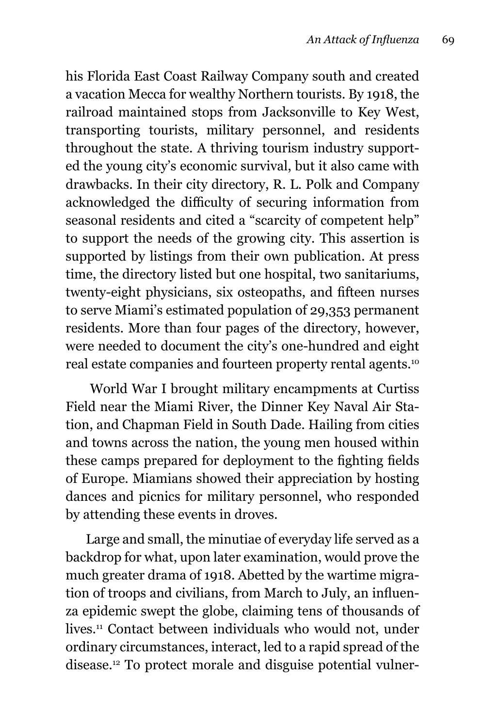his Florida East Coast Railway Company south and created a vacation Mecca for wealthy Northern tourists. By 1918, the railroad maintained stops from Jacksonville to Key West, transporting tourists, military personnel, and residents throughout the state. A thriving tourism industry supported the young city's economic survival, but it also came with drawbacks. In their city directory, R. L. Polk and Company acknowledged the difficulty of securing information from seasonal residents and cited a "scarcity of competent help" to support the needs of the growing city. This assertion is supported by listings from their own publication. At press time, the directory listed but one hospital, two sanitariums, twenty-eight physicians, six osteopaths, and fifteen nurses to serve Miami's estimated population of 29,353 permanent residents. More than four pages of the directory, however, were needed to document the city's one-hundred and eight real estate companies and fourteen property rental agents.[10]

World War I brought military encampments at Curtiss Field near the Miami River, the Dinner Key Naval Air Station, and Chapman Field in South Dade. Hailing from cities and towns across the nation, the young men housed within these camps prepared for deployment to the fighting fields of Europe. Miamians showed their appreciation by hosting dances and picnics for military personnel, who responded by attending these events in droves.

Large and small, the minutiae of everyday life served as a backdrop for what, upon later examination, would prove the much greater drama of 1918. Abetted by the wartime migration of troops and civilians, from March to July, an influenza epidemic swept the globe, claiming tens of thousands of lives.[11] Contact between individuals who would not, under ordinary circumstances, interact, led to a rapid spread of the disease.[12] To protect morale and disguise potential vulner-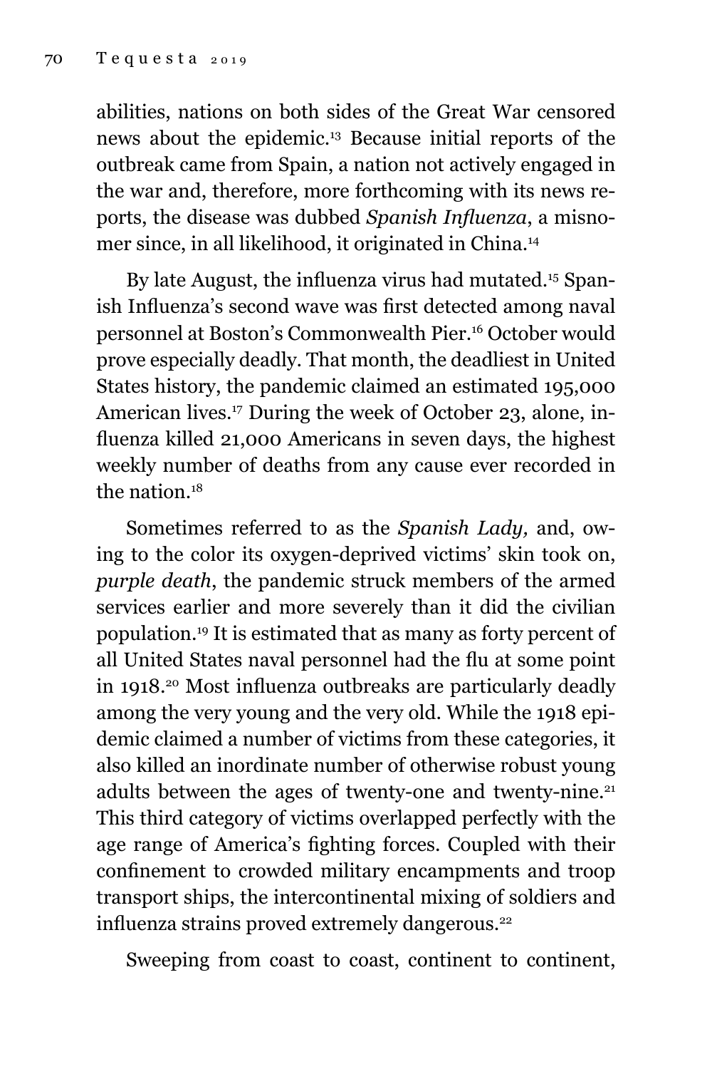abilities, nations on both sides of the Great War censored news about the epidemic.[13] Because initial reports of the outbreak came from Spain, a nation not actively engaged in the war and, therefore, more forthcoming with its news reports, the disease was dubbed *Spanish Influenza*, a misnomer since, in all likelihood, it originated in China.[14]

By late August, the influenza virus had mutated.[15] Spanish Influenza's second wave was first detected among naval personnel at Boston's Commonwealth Pier.[16] October would prove especially deadly. That month, the deadliest in United States history, the pandemic claimed an estimated 195,000 American lives.[17] During the week of October 23, alone, influenza killed 21,000 Americans in seven days, the highest weekly number of deaths from any cause ever recorded in the nation.[18]

Sometimes referred to as the *Spanish Lady,* and, owing to the color its oxygen-deprived victims' skin took on, *purple death*, the pandemic struck members of the armed services earlier and more severely than it did the civilian population.[19] It is estimated that as many as forty percent of all United States naval personnel had the flu at some point in 1918.[20] Most influenza outbreaks are particularly deadly among the very young and the very old. While the 1918 epidemic claimed a number of victims from these categories, it also killed an inordinate number of otherwise robust young adults between the ages of twenty-one and twenty-nine.[21] This third category of victims overlapped perfectly with the age range of America's fighting forces. Coupled with their confinement to crowded military encampments and troop transport ships, the intercontinental mixing of soldiers and influenza strains proved extremely dangerous.[22]

Sweeping from coast to coast, continent to continent,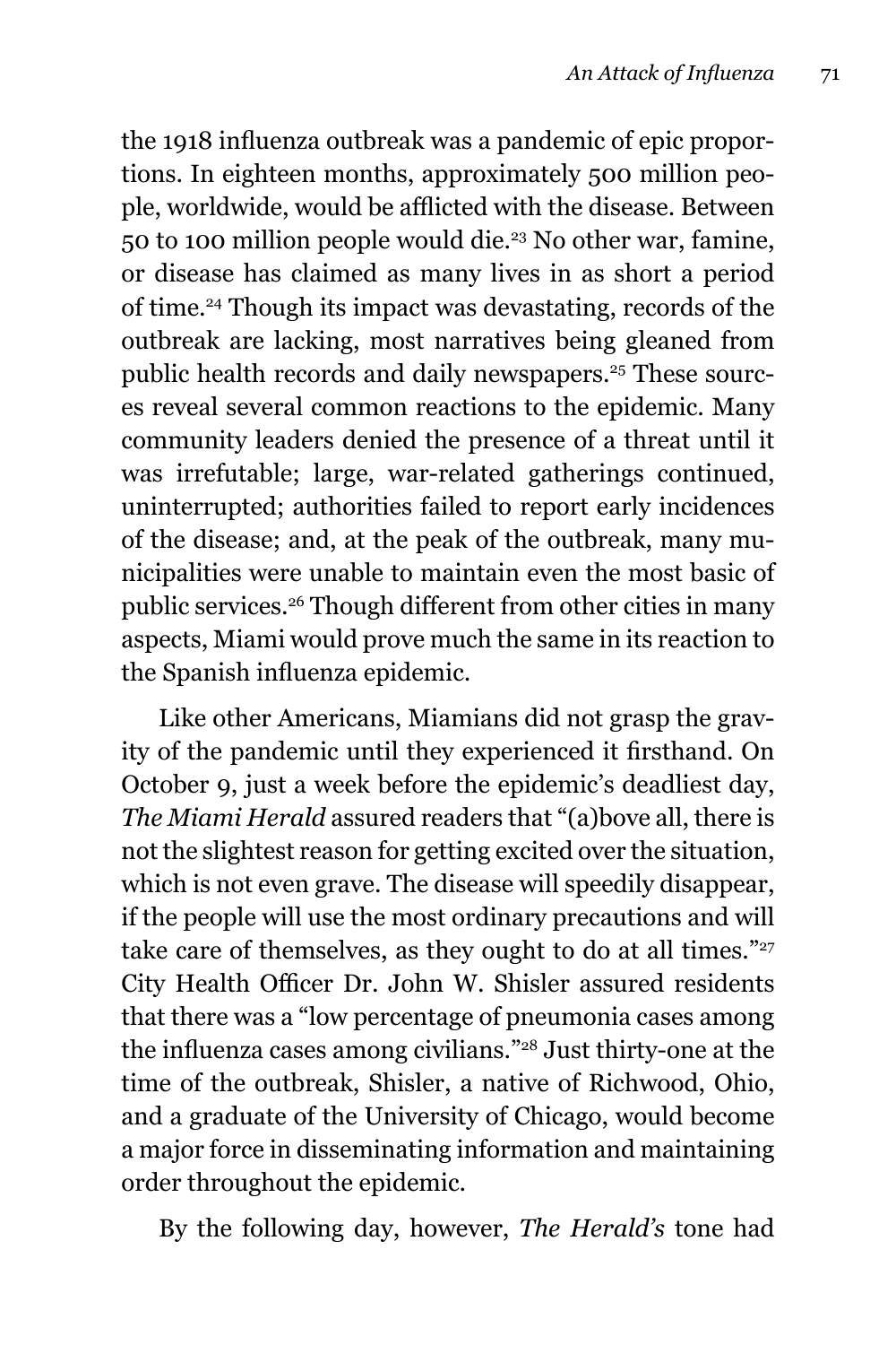the 1918 influenza outbreak was a pandemic of epic proportions. In eighteen months, approximately 500 million people, worldwide, would be afflicted with the disease. Between 50 to 100 million people would die.[23] No other war, famine, or disease has claimed as many lives in as short a period of time.[24] Though its impact was devastating, records of the outbreak are lacking, most narratives being gleaned from public health records and daily newspapers.[25] These sources reveal several common reactions to the epidemic. Many community leaders denied the presence of a threat until it was irrefutable; large, war-related gatherings continued, uninterrupted; authorities failed to report early incidences of the disease; and, at the peak of the outbreak, many municipalities were unable to maintain even the most basic of public services.[26] Though different from other cities in many aspects, Miami would prove much the same in its reaction to the Spanish influenza epidemic.

Like other Americans, Miamians did not grasp the gravity of the pandemic until they experienced it firsthand. On October 9, just a week before the epidemic's deadliest day, *The Miami Herald* assured readers that "(a)bove all, there is not the slightest reason for getting excited over the situation, which is not even grave. The disease will speedily disappear, if the people will use the most ordinary precautions and will take care of themselves, as they ought to do at all times."[27] City Health Officer Dr. John W. Shisler assured residents that there was a "low percentage of pneumonia cases among the influenza cases among civilians."[28] Just thirty-one at the time of the outbreak, Shisler, a native of Richwood, Ohio, and a graduate of the University of Chicago, would become a major force in disseminating information and maintaining order throughout the epidemic.

By the following day, however, *The Herald's* tone had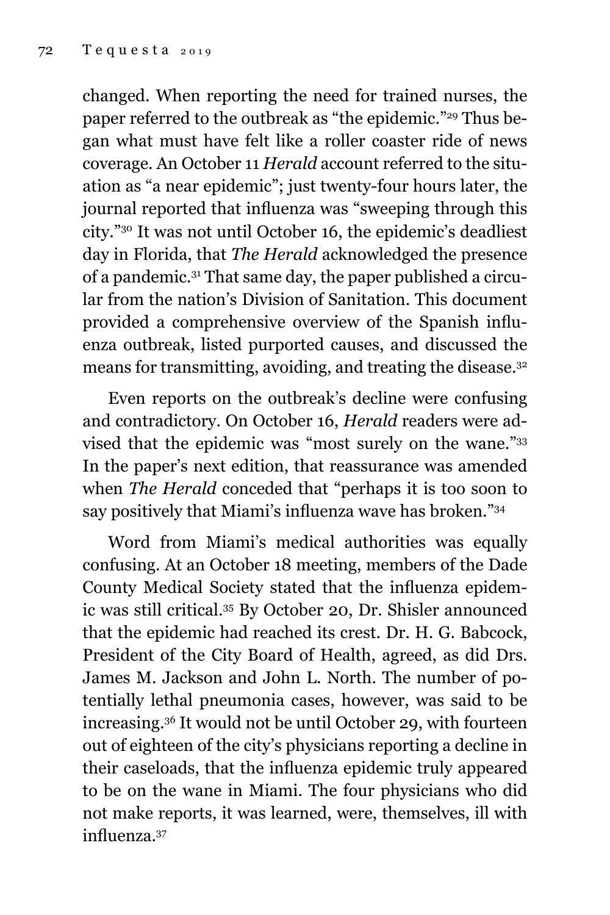changed. When reporting the need for trained nurses, the paper referred to the outbreak as "the epidemic."[29] Thus began what must have felt like a roller coaster ride of news coverage. An October 11 *Herald* account referred to the situation as "a near epidemic"; just twenty-four hours later, the journal reported that influenza was "sweeping through this city."[30] It was not until October 16, the epidemic's deadliest day in Florida, that *The Herald* acknowledged the presence of a pandemic.[31] That same day, the paper published a circular from the nation's Division of Sanitation. This document provided a comprehensive overview of the Spanish influenza outbreak, listed purported causes, and discussed the means for transmitting, avoiding, and treating the disease.[32]

Even reports on the outbreak's decline were confusing and contradictory. On October 16, *Herald* readers were advised that the epidemic was "most surely on the wane."[33] In the paper's next edition, that reassurance was amended when *The Herald* conceded that "perhaps it is too soon to say positively that Miami's influenza wave has broken."[34]

Word from Miami's medical authorities was equally confusing. At an October 18 meeting, members of the Dade County Medical Society stated that the influenza epidemic was still critical.[35] By October 20, Dr. Shisler announced that the epidemic had reached its crest. Dr. H. G. Babcock, President of the City Board of Health, agreed, as did Drs. James M. Jackson and John L. North. The number of potentially lethal pneumonia cases, however, was said to be increasing.[36] It would not be until October 29, with fourteen out of eighteen of the city's physicians reporting a decline in their caseloads, that the influenza epidemic truly appeared to be on the wane in Miami. The four physicians who did not make reports, it was learned, were, themselves, ill with influenza.[37]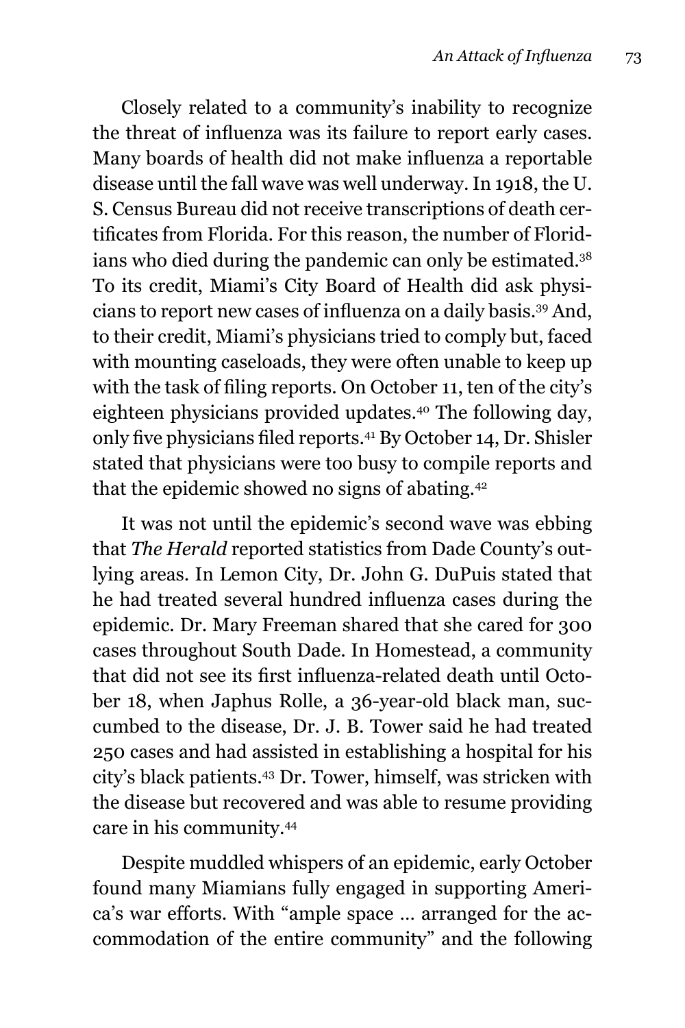Closely related to a community's inability to recognize the threat of influenza was its failure to report early cases. Many boards of health did not make influenza a reportable disease until the fall wave was well underway. In 1918, the U. S. Census Bureau did not receive transcriptions of death certificates from Florida. For this reason, the number of Floridians who died during the pandemic can only be estimated.[38] To its credit, Miami's City Board of Health did ask physicians to report new cases of influenza on a daily basis.[39] And, to their credit, Miami's physicians tried to comply but, faced with mounting caseloads, they were often unable to keep up with the task of filing reports. On October 11, ten of the city's eighteen physicians provided updates.[40] The following day, only five physicians filed reports.[41] By October 14, Dr. Shisler stated that physicians were too busy to compile reports and that the epidemic showed no signs of abating.[42]

It was not until the epidemic's second wave was ebbing that *The Herald* reported statistics from Dade County's outlying areas. In Lemon City, Dr. John G. DuPuis stated that he had treated several hundred influenza cases during the epidemic. Dr. Mary Freeman shared that she cared for 300 cases throughout South Dade. In Homestead, a community that did not see its first influenza-related death until October 18, when Japhus Rolle, a 36-year-old black man, succumbed to the disease, Dr. J. B. Tower said he had treated 250 cases and had assisted in establishing a hospital for his city's black patients.[43] Dr. Tower, himself, was stricken with the disease but recovered and was able to resume providing care in his community.[44]

Despite muddled whispers of an epidemic, early October found many Miamians fully engaged in supporting America's war efforts. With "ample space … arranged for the accommodation of the entire community" and the following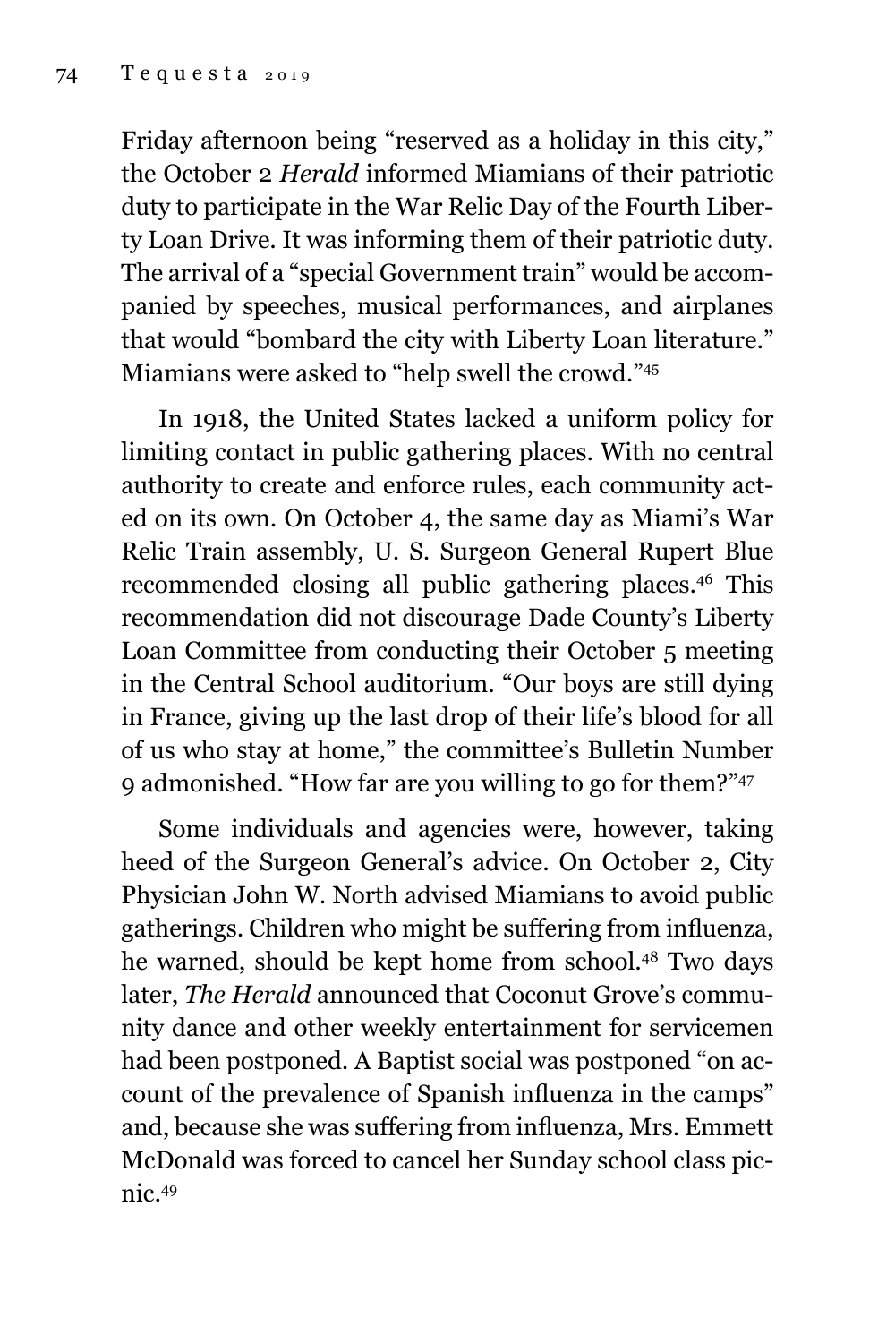Friday afternoon being "reserved as a holiday in this city," the October 2 *Herald* informed Miamians of their patriotic duty to participate in the War Relic Day of the Fourth Liberty Loan Drive. It was informing them of their patriotic duty. The arrival of a "special Government train" would be accompanied by speeches, musical performances, and airplanes that would "bombard the city with Liberty Loan literature." Miamians were asked to "help swell the crowd."[45]

In 1918, the United States lacked a uniform policy for limiting contact in public gathering places. With no central authority to create and enforce rules, each community acted on its own. On October 4, the same day as Miami's War Relic Train assembly, U. S. Surgeon General Rupert Blue recommended closing all public gathering places.[46] This recommendation did not discourage Dade County's Liberty Loan Committee from conducting their October 5 meeting in the Central School auditorium. "Our boys are still dying in France, giving up the last drop of their life's blood for all of us who stay at home," the committee's Bulletin Number 9 admonished. "How far are you willing to go for them?"[47]

Some individuals and agencies were, however, taking heed of the Surgeon General's advice. On October 2, City Physician John W. North advised Miamians to avoid public gatherings. Children who might be suffering from influenza, he warned, should be kept home from school.[48] Two days later, *The Herald* announced that Coconut Grove's community dance and other weekly entertainment for servicemen had been postponed. A Baptist social was postponed "on account of the prevalence of Spanish influenza in the camps" and, because she was suffering from influenza, Mrs. Emmett McDonald was forced to cancel her Sunday school class picnic.[49]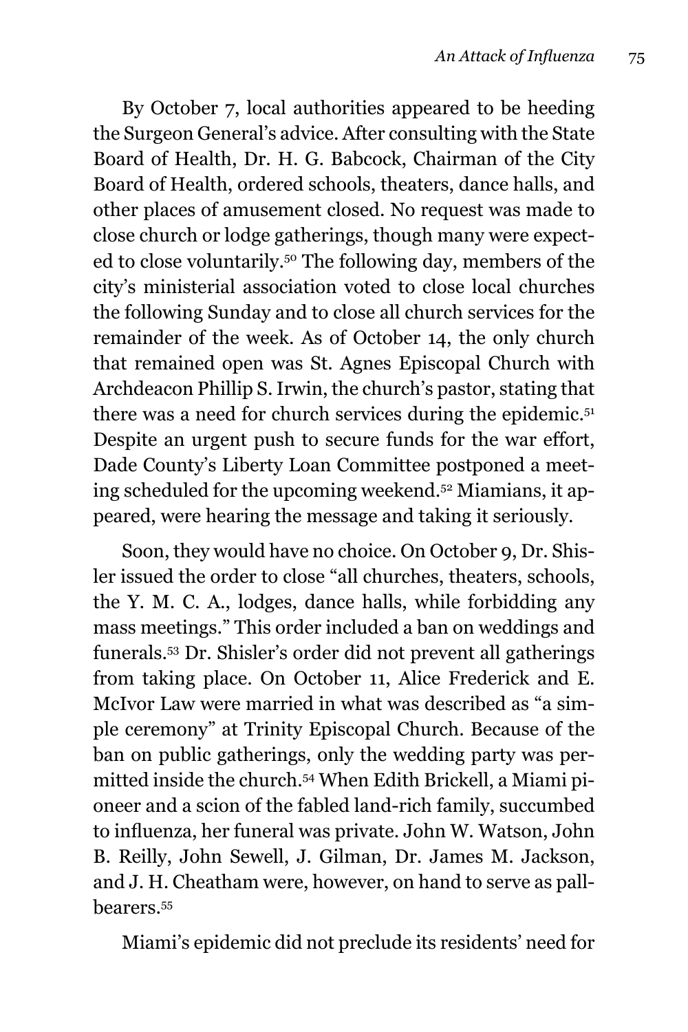By October 7, local authorities appeared to be heeding the Surgeon General's advice. After consulting with the State Board of Health, Dr. H. G. Babcock, Chairman of the City Board of Health, ordered schools, theaters, dance halls, and other places of amusement closed. No request was made to close church or lodge gatherings, though many were expected to close voluntarily.[50] The following day, members of the city's ministerial association voted to close local churches the following Sunday and to close all church services for the remainder of the week. As of October 14, the only church that remained open was St. Agnes Episcopal Church with Archdeacon Phillip S. Irwin, the church's pastor, stating that there was a need for church services during the epidemic.[51] Despite an urgent push to secure funds for the war effort, Dade County's Liberty Loan Committee postponed a meeting scheduled for the upcoming weekend.[52] Miamians, it appeared, were hearing the message and taking it seriously.

Soon, they would have no choice. On October 9, Dr. Shisler issued the order to close "all churches, theaters, schools, the Y. M. C. A., lodges, dance halls, while forbidding any mass meetings." This order included a ban on weddings and funerals.[53] Dr. Shisler's order did not prevent all gatherings from taking place. On October 11, Alice Frederick and E. McIvor Law were married in what was described as "a simple ceremony" at Trinity Episcopal Church. Because of the ban on public gatherings, only the wedding party was permitted inside the church.[54] When Edith Brickell, a Miami pioneer and a scion of the fabled land-rich family, succumbed to influenza, her funeral was private. John W. Watson, John B. Reilly, John Sewell, J. Gilman, Dr. James M. Jackson, and J. H. Cheatham were, however, on hand to serve as pallbearers.[55]

Miami's epidemic did not preclude its residents' need for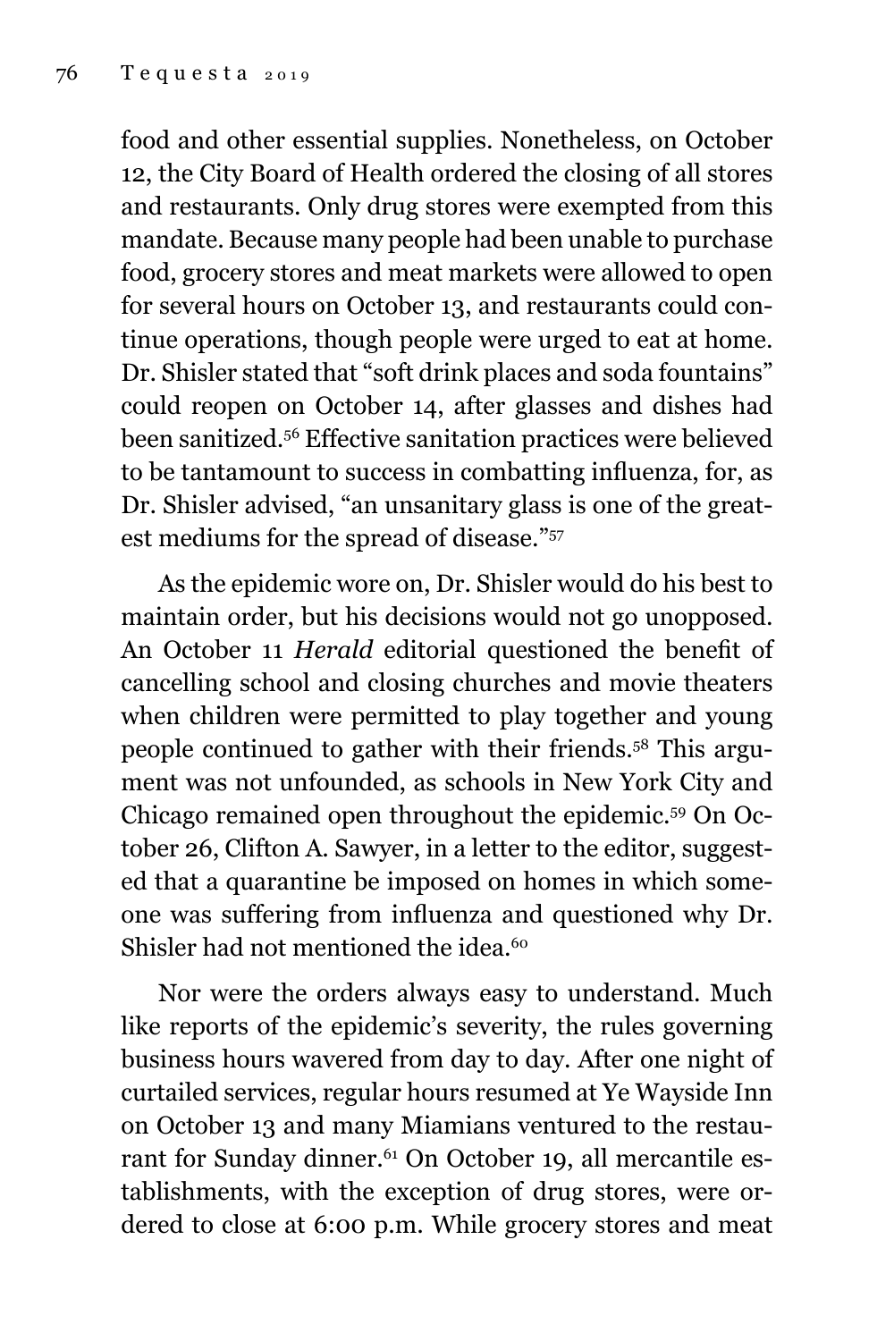food and other essential supplies. Nonetheless, on October 12, the City Board of Health ordered the closing of all stores and restaurants. Only drug stores were exempted from this mandate. Because many people had been unable to purchase food, grocery stores and meat markets were allowed to open for several hours on October 13, and restaurants could continue operations, though people were urged to eat at home. Dr. Shisler stated that "soft drink places and soda fountains" could reopen on October 14, after glasses and dishes had been sanitized.[56] Effective sanitation practices were believed to be tantamount to success in combatting influenza, for, as Dr. Shisler advised, "an unsanitary glass is one of the greatest mediums for the spread of disease."[57]

As the epidemic wore on, Dr. Shisler would do his best to maintain order, but his decisions would not go unopposed. An October 11 *Herald* editorial questioned the benefit of cancelling school and closing churches and movie theaters when children were permitted to play together and young people continued to gather with their friends.[58] This argument was not unfounded, as schools in New York City and Chicago remained open throughout the epidemic.[59] On October 26, Clifton A. Sawyer, in a letter to the editor, suggested that a quarantine be imposed on homes in which someone was suffering from influenza and questioned why Dr. Shisler had not mentioned the idea.[60]

Nor were the orders always easy to understand. Much like reports of the epidemic's severity, the rules governing business hours wavered from day to day. After one night of curtailed services, regular hours resumed at Ye Wayside Inn on October 13 and many Miamians ventured to the restaurant for Sunday dinner.[61] On October 19, all mercantile establishments, with the exception of drug stores, were ordered to close at 6:00 p.m. While grocery stores and meat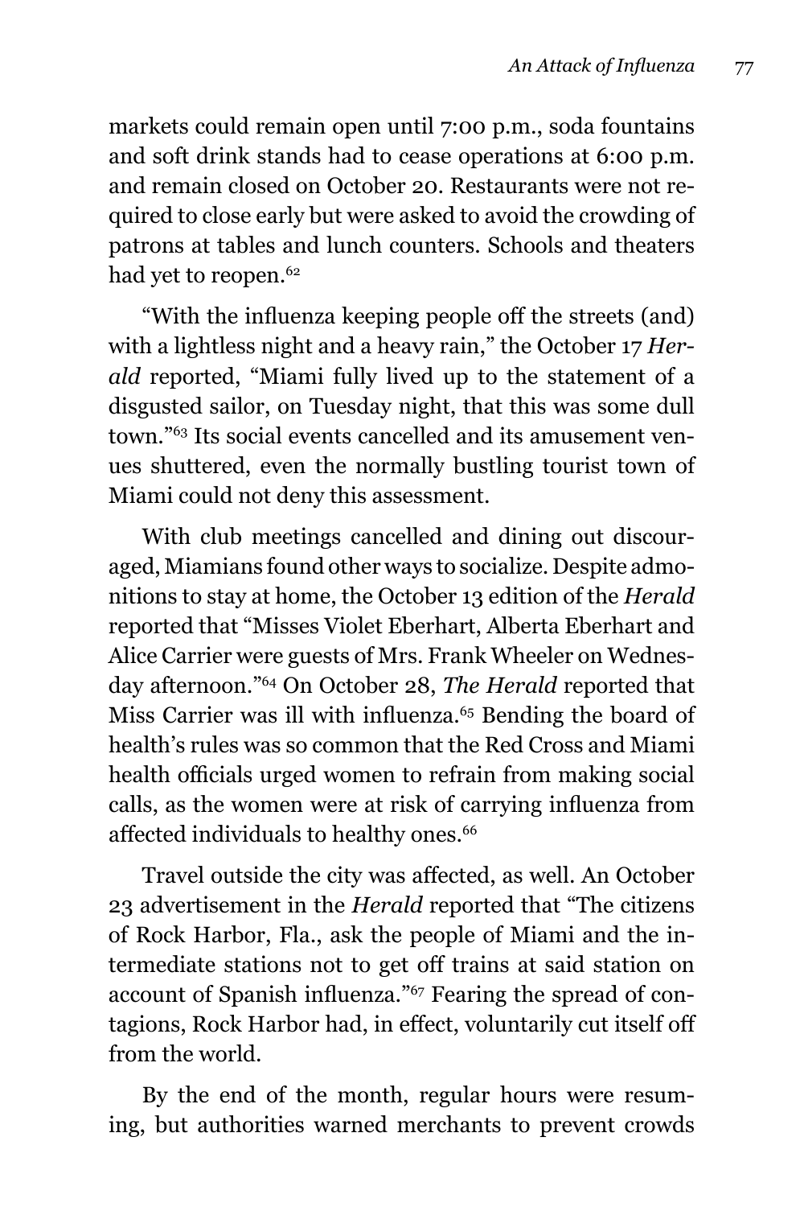markets could remain open until 7:00 p.m., soda fountains and soft drink stands had to cease operations at 6:00 p.m. and remain closed on October 20. Restaurants were not required to close early but were asked to avoid the crowding of patrons at tables and lunch counters. Schools and theaters had yet to reopen.[62]

"With the influenza keeping people off the streets (and) with a lightless night and a heavy rain," the October 17 *Herald* reported, "Miami fully lived up to the statement of a disgusted sailor, on Tuesday night, that this was some dull town."[63] Its social events cancelled and its amusement venues shuttered, even the normally bustling tourist town of Miami could not deny this assessment.

With club meetings cancelled and dining out discouraged, Miamians found other ways to socialize. Despite admonitions to stay at home, the October 13 edition of the *Herald* reported that "Misses Violet Eberhart, Alberta Eberhart and Alice Carrier were guests of Mrs. Frank Wheeler on Wednesday afternoon."[64] On October 28, *The Herald* reported that Miss Carrier was ill with influenza.[65] Bending the board of health's rules was so common that the Red Cross and Miami health officials urged women to refrain from making social calls, as the women were at risk of carrying influenza from affected individuals to healthy ones.[66]

Travel outside the city was affected, as well. An October 23 advertisement in the *Herald* reported that "The citizens of Rock Harbor, Fla., ask the people of Miami and the intermediate stations not to get off trains at said station on account of Spanish influenza."[67] Fearing the spread of contagions, Rock Harbor had, in effect, voluntarily cut itself off from the world.

By the end of the month, regular hours were resuming, but authorities warned merchants to prevent crowds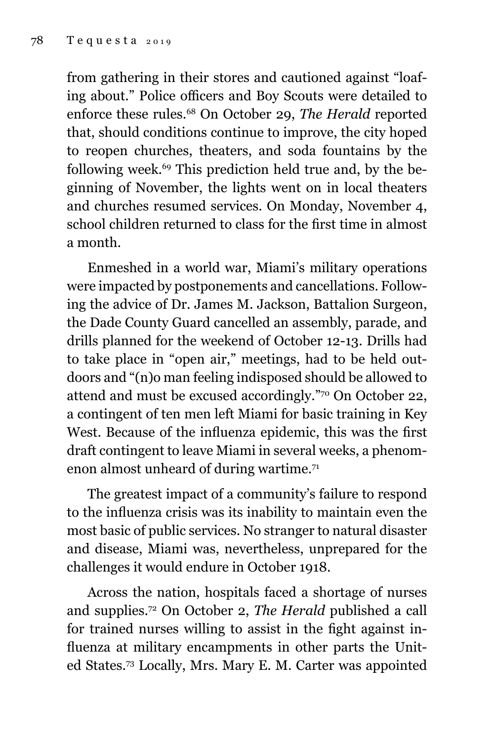from gathering in their stores and cautioned against "loafing about." Police officers and Boy Scouts were detailed to enforce these rules.[68] On October 29, *The Herald* reported that, should conditions continue to improve, the city hoped to reopen churches, theaters, and soda fountains by the following week.[69] This prediction held true and, by the beginning of November, the lights went on in local theaters and churches resumed services. On Monday, November 4, school children returned to class for the first time in almost a month.

Enmeshed in a world war, Miami's military operations were impacted by postponements and cancellations. Following the advice of Dr. James M. Jackson, Battalion Surgeon, the Dade County Guard cancelled an assembly, parade, and drills planned for the weekend of October 12-13. Drills had to take place in "open air," meetings, had to be held outdoors and "(n)o man feeling indisposed should be allowed to attend and must be excused accordingly."[70] On October 22, a contingent of ten men left Miami for basic training in Key West. Because of the influenza epidemic, this was the first draft contingent to leave Miami in several weeks, a phenomenon almost unheard of during wartime.[71]

The greatest impact of a community's failure to respond to the influenza crisis was its inability to maintain even the most basic of public services. No stranger to natural disaster and disease, Miami was, nevertheless, unprepared for the challenges it would endure in October 1918.

Across the nation, hospitals faced a shortage of nurses and supplies.[72] On October 2, *The Herald* published a call for trained nurses willing to assist in the fight against influenza at military encampments in other parts the United States.[73] Locally, Mrs. Mary E. M. Carter was appointed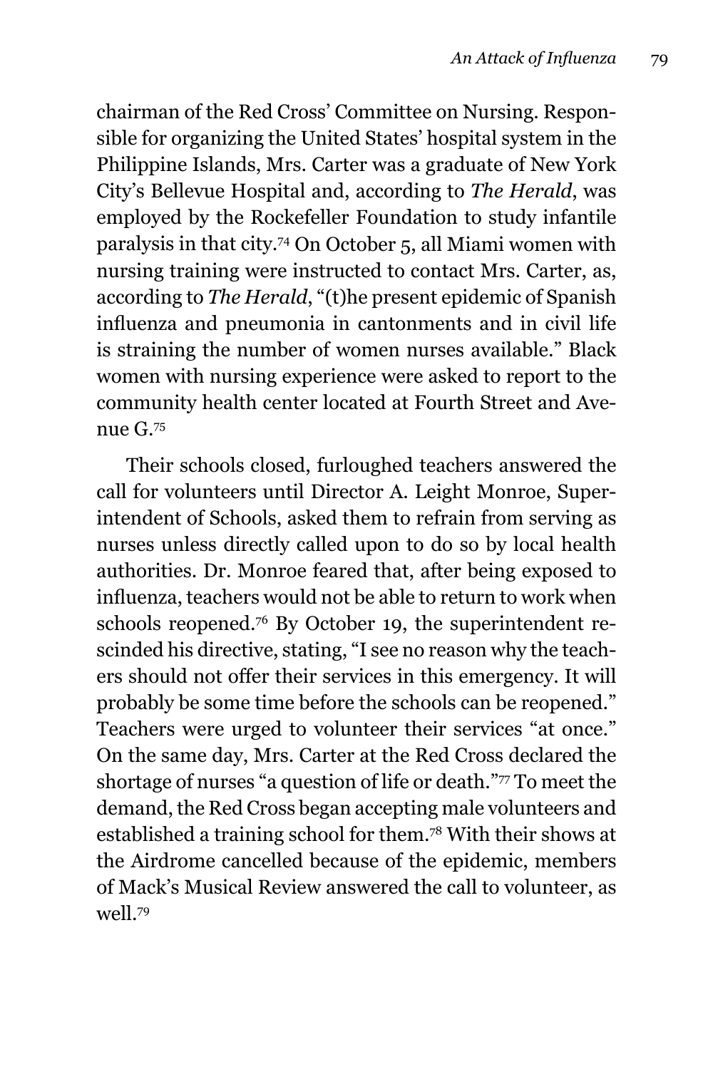chairman of the Red Cross' Committee on Nursing. Responsible for organizing the United States' hospital system in the Philippine Islands, Mrs. Carter was a graduate of New York City's Bellevue Hospital and, according to *The Herald*, was employed by the Rockefeller Foundation to study infantile paralysis in that city.[74] On October 5, all Miami women with nursing training were instructed to contact Mrs. Carter, as, according to *The Herald*, "(t)he present epidemic of Spanish influenza and pneumonia in cantonments and in civil life is straining the number of women nurses available." Black women with nursing experience were asked to report to the community health center located at Fourth Street and Avenue G.[75]

Their schools closed, furloughed teachers answered the call for volunteers until Director A. Leight Monroe, Superintendent of Schools, asked them to refrain from serving as nurses unless directly called upon to do so by local health authorities. Dr. Monroe feared that, after being exposed to influenza, teachers would not be able to return to work when schools reopened.[76] By October 19, the superintendent rescinded his directive, stating, "I see no reason why the teachers should not offer their services in this emergency. It will probably be some time before the schools can be reopened." Teachers were urged to volunteer their services "at once." On the same day, Mrs. Carter at the Red Cross declared the shortage of nurses "a question of life or death."[77] To meet the demand, the Red Cross began accepting male volunteers and established a training school for them.[78] With their shows at the Airdrome cancelled because of the epidemic, members of Mack's Musical Review answered the call to volunteer, as well.[79]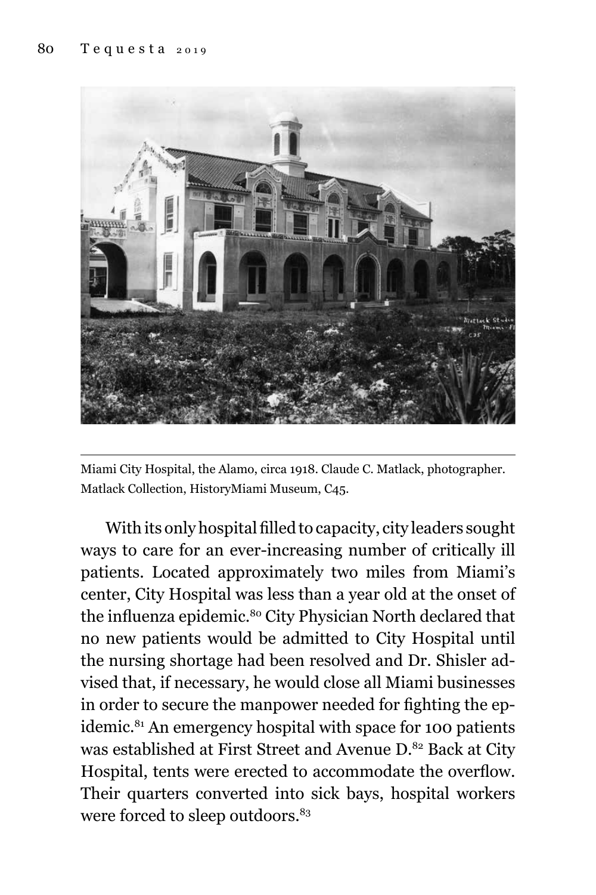Miami City Hospital, the Alamo, circa 1918. Claude C. Matlack, photographer. Matlack Collection, HistoryMiami Museum, C45.

With its only hospital filled to capacity, city leaders sought ways to care for an ever-increasing number of critically ill patients. Located approximately two miles from Miami's center, City Hospital was less than a year old at the onset of the influenza epidemic.[80] City Physician North declared that no new patients would be admitted to City Hospital until the nursing shortage had been resolved and Dr. Shisler advised that, if necessary, he would close all Miami businesses in order to secure the manpower needed for fighting the epidemic.[81] An emergency hospital with space for 100 patients was established at First Street and Avenue D.[82] Back at City Hospital, tents were erected to accommodate the overflow. Their quarters converted into sick bays, hospital workers were forced to sleep outdoors.[83]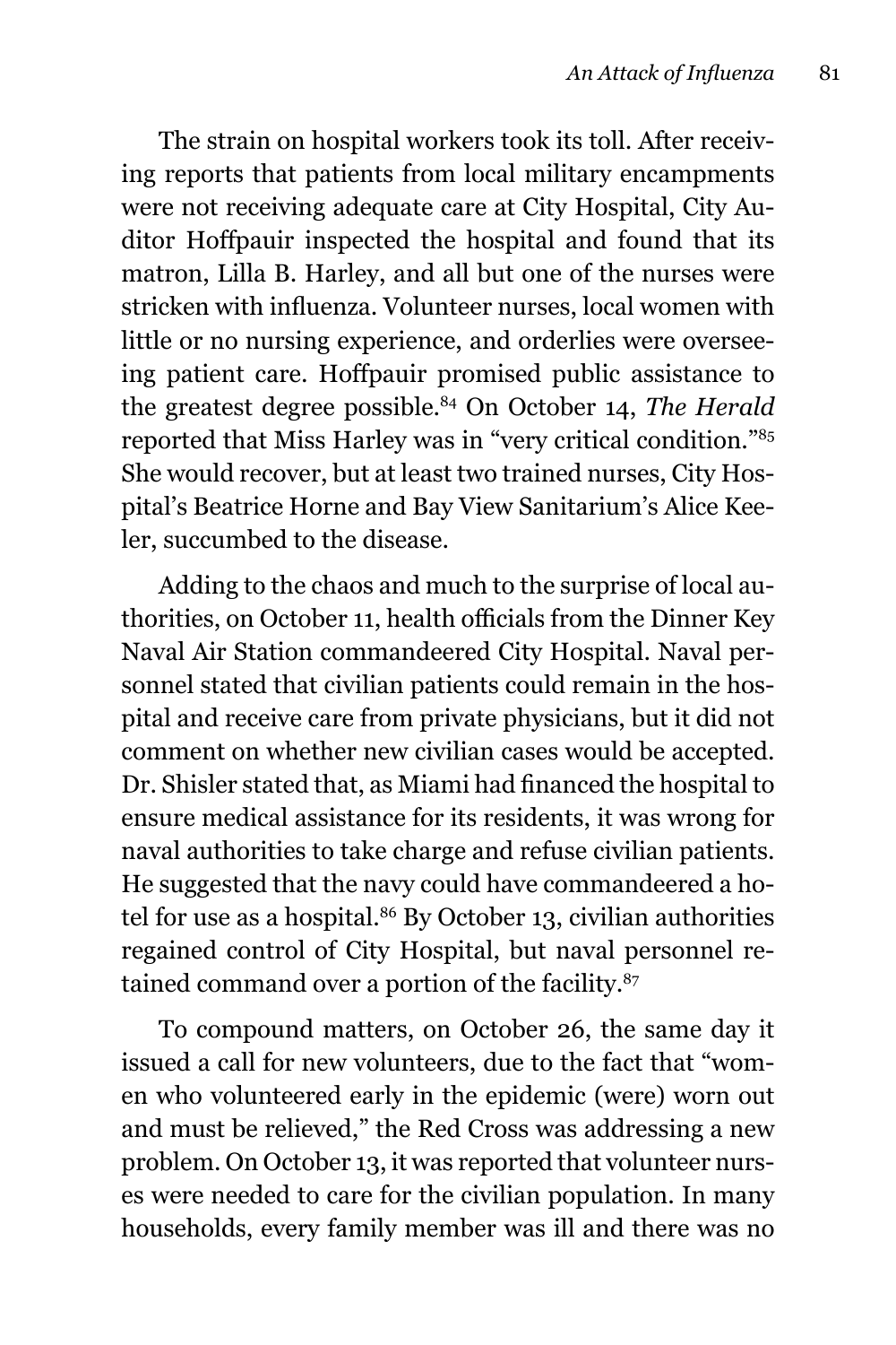The strain on hospital workers took its toll. After receiving reports that patients from local military encampments were not receiving adequate care at City Hospital, City Auditor Hoffpauir inspected the hospital and found that its matron, Lilla B. Harley, and all but one of the nurses were stricken with influenza. Volunteer nurses, local women with little or no nursing experience, and orderlies were overseeing patient care. Hoffpauir promised public assistance to the greatest degree possible.[84] On October 14, *The Herald* reported that Miss Harley was in "very critical condition."[85] She would recover, but at least two trained nurses, City Hospital's Beatrice Horne and Bay View Sanitarium's Alice Keeler, succumbed to the disease.

Adding to the chaos and much to the surprise of local authorities, on October 11, health officials from the Dinner Key Naval Air Station commandeered City Hospital. Naval personnel stated that civilian patients could remain in the hospital and receive care from private physicians, but it did not comment on whether new civilian cases would be accepted. Dr. Shisler stated that, as Miami had financed the hospital to ensure medical assistance for its residents, it was wrong for naval authorities to take charge and refuse civilian patients. He suggested that the navy could have commandeered a hotel for use as a hospital.[86] By October 13, civilian authorities regained control of City Hospital, but naval personnel retained command over a portion of the facility.[87]

To compound matters, on October 26, the same day it issued a call for new volunteers, due to the fact that "women who volunteered early in the epidemic (were) worn out and must be relieved," the Red Cross was addressing a new problem. On October 13, it was reported that volunteer nurses were needed to care for the civilian population. In many households, every family member was ill and there was no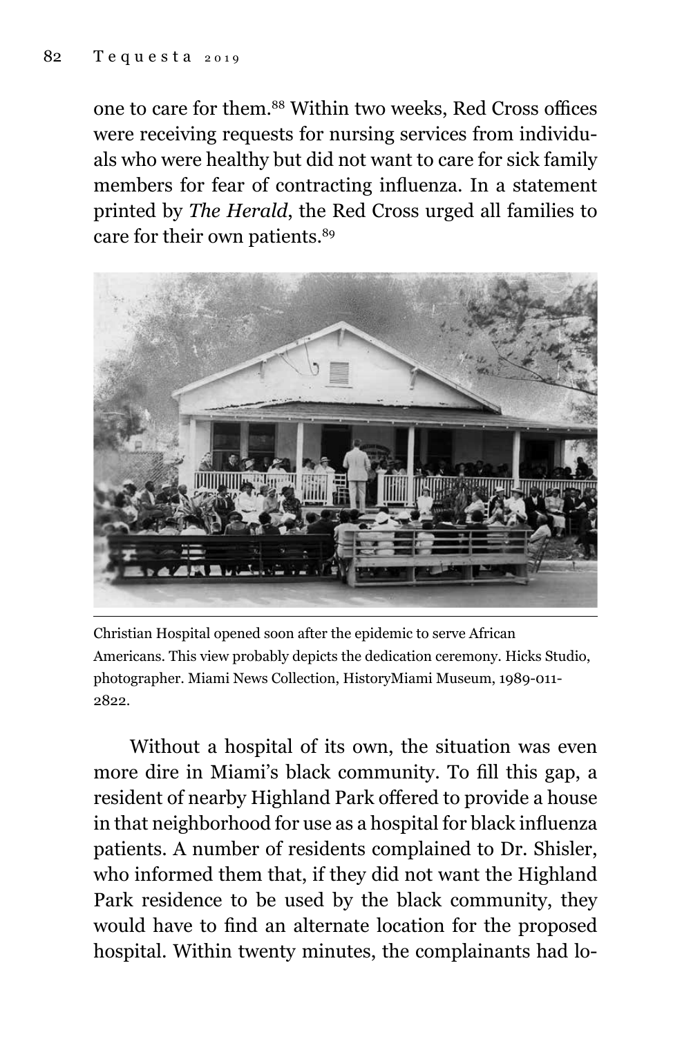one to care for them.[88] Within two weeks, Red Cross offices were receiving requests for nursing services from individuals who were healthy but did not want to care for sick family members for fear of contracting influenza. In a statement printed by *The Herald*, the Red Cross urged all families to care for their own patients.[89]

Christian Hospital opened soon after the epidemic to serve African Americans. This view probably depicts the dedication ceremony. Hicks Studio, photographer. Miami News Collection, HistoryMiami Museum, 1989-011-2822.

Without a hospital of its own, the situation was even more dire in Miami's black community. To fill this gap, a resident of nearby Highland Park offered to provide a house in that neighborhood for use as a hospital for black influenza patients. A number of residents complained to Dr. Shisler, who informed them that, if they did not want the Highland Park residence to be used by the black community, they would have to find an alternate location for the proposed hospital. Within twenty minutes, the complainants had lo-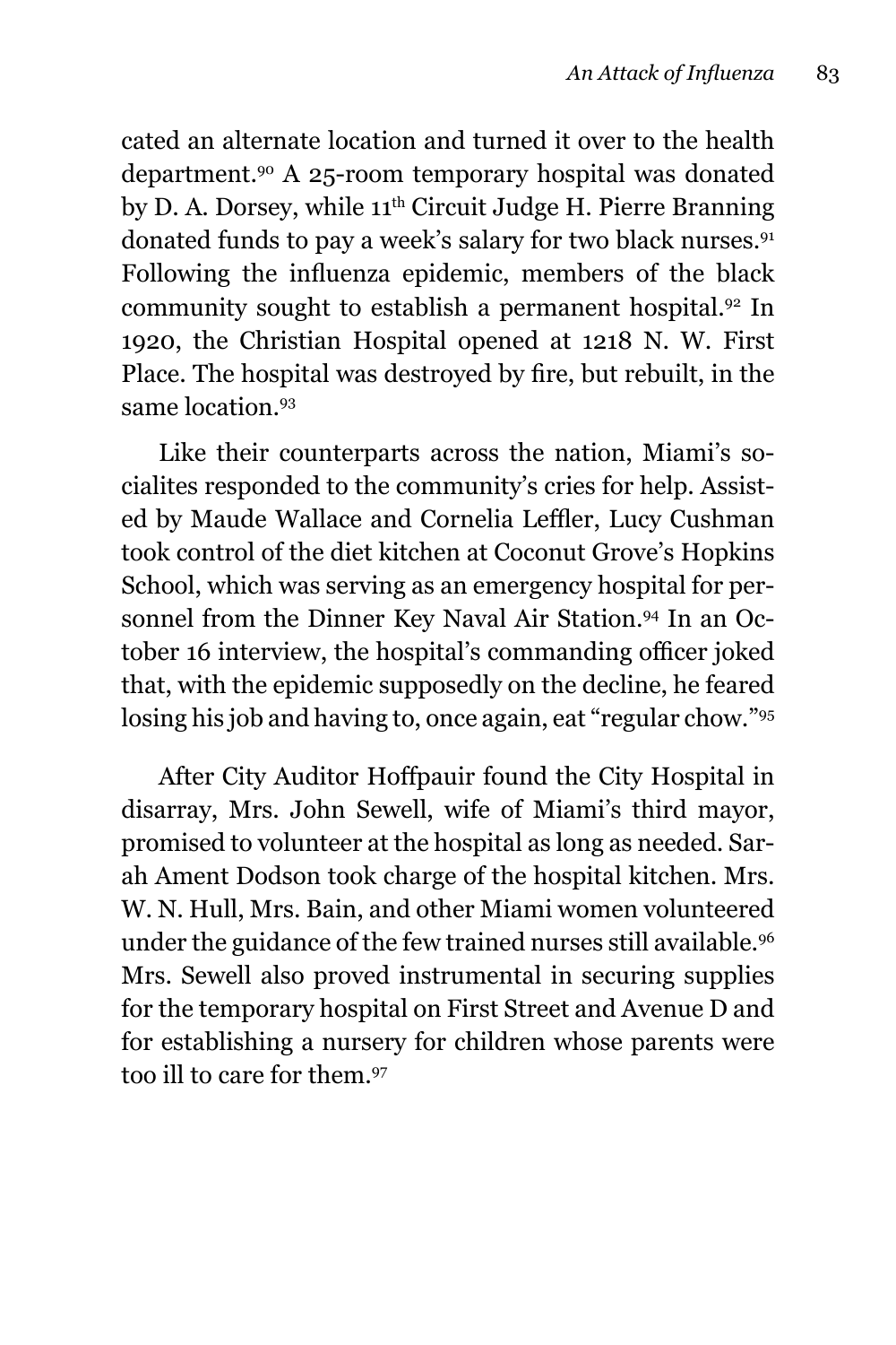cated an alternate location and turned it over to the health department.[90] A 25-room temporary hospital was donated by D. A. Dorsey, while 11th Circuit Judge H. Pierre Branning donated funds to pay a week's salary for two black nurses.[91] Following the influenza epidemic, members of the black community sought to establish a permanent hospital.[92] In 1920, the Christian Hospital opened at 1218 N. W. First Place. The hospital was destroyed by fire, but rebuilt, in the same location.[93]

Like their counterparts across the nation, Miami's socialites responded to the community's cries for help. Assisted by Maude Wallace and Cornelia Leffler, Lucy Cushman took control of the diet kitchen at Coconut Grove's Hopkins School, which was serving as an emergency hospital for personnel from the Dinner Key Naval Air Station.[94] In an October 16 interview, the hospital's commanding officer joked that, with the epidemic supposedly on the decline, he feared losing his job and having to, once again, eat "regular chow."[95]

After City Auditor Hoffpauir found the City Hospital in disarray, Mrs. John Sewell, wife of Miami's third mayor, promised to volunteer at the hospital as long as needed. Sarah Ament Dodson took charge of the hospital kitchen. Mrs. W. N. Hull, Mrs. Bain, and other Miami women volunteered under the guidance of the few trained nurses still available.[96] Mrs. Sewell also proved instrumental in securing supplies for the temporary hospital on First Street and Avenue D and for establishing a nursery for children whose parents were too ill to care for them.[97]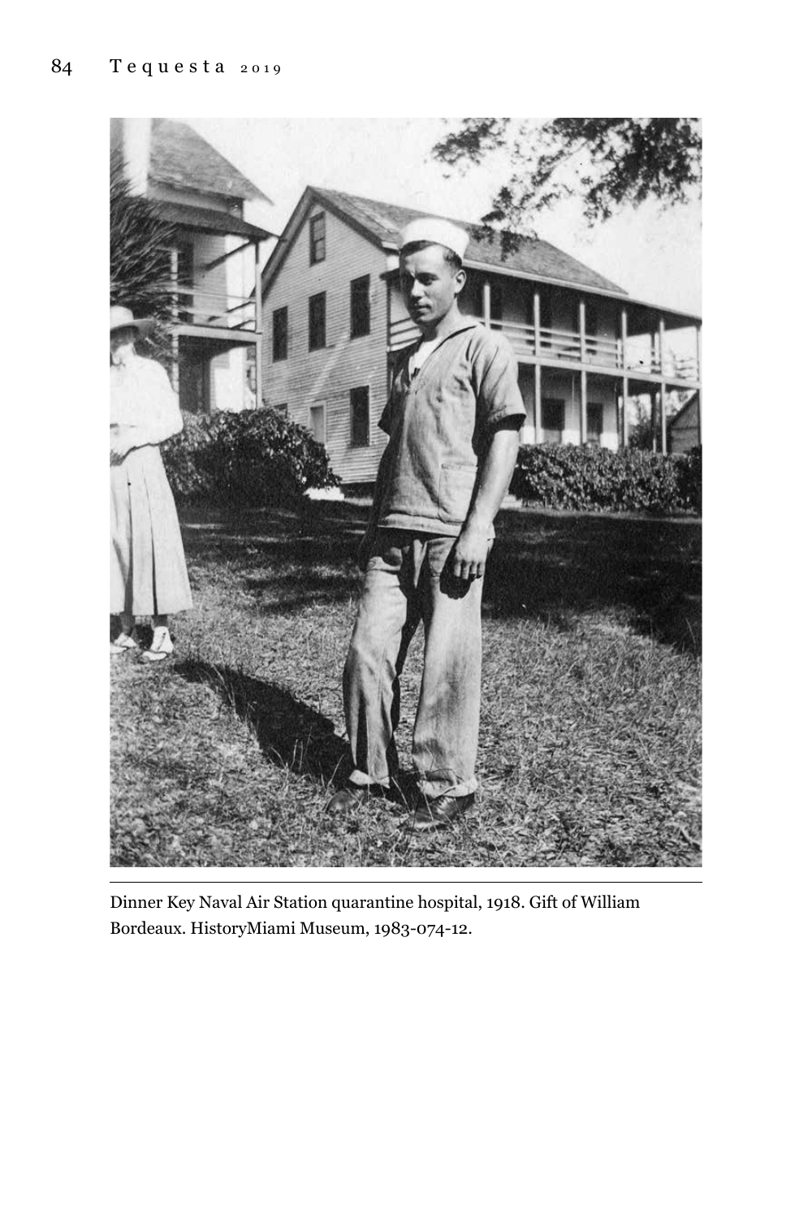Dinner Key Naval Air Station quarantine hospital, 1918. Gift of William Bordeaux. HistoryMiami Museum, 1983-074-12.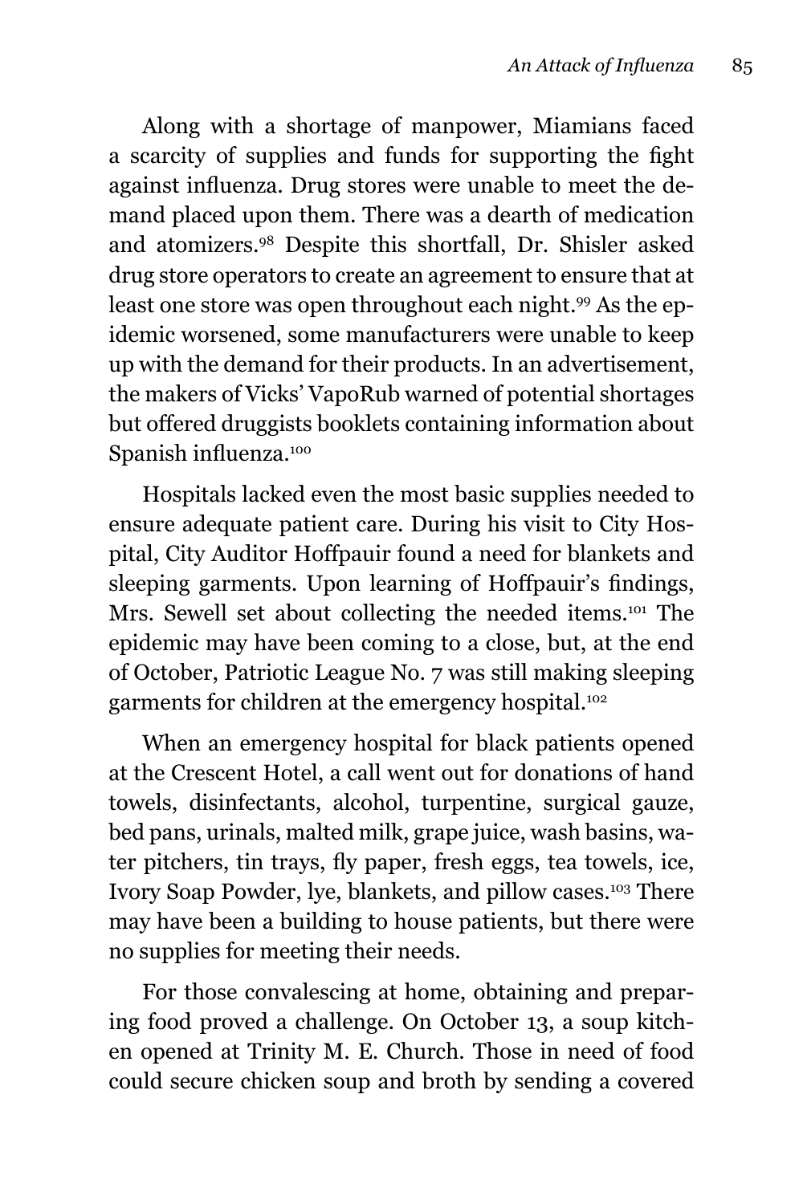Along with a shortage of manpower, Miamians faced a scarcity of supplies and funds for supporting the fight against influenza. Drug stores were unable to meet the demand placed upon them. There was a dearth of medication and atomizers.[98] Despite this shortfall, Dr. Shisler asked drug store operators to create an agreement to ensure that at least one store was open throughout each night.[99] As the epidemic worsened, some manufacturers were unable to keep up with the demand for their products. In an advertisement, the makers of Vicks' VapoRub warned of potential shortages but offered druggists booklets containing information about Spanish influenza.[100]

Hospitals lacked even the most basic supplies needed to ensure adequate patient care. During his visit to City Hospital, City Auditor Hoffpauir found a need for blankets and sleeping garments. Upon learning of Hoffpauir's findings, Mrs. Sewell set about collecting the needed items.[101] The epidemic may have been coming to a close, but, at the end of October, Patriotic League No. 7 was still making sleeping garments for children at the emergency hospital.[102]

When an emergency hospital for black patients opened at the Crescent Hotel, a call went out for donations of hand towels, disinfectants, alcohol, turpentine, surgical gauze, bed pans, urinals, malted milk, grape juice, wash basins, water pitchers, tin trays, fly paper, fresh eggs, tea towels, ice, Ivory Soap Powder, lye, blankets, and pillow cases.[103] There may have been a building to house patients, but there were no supplies for meeting their needs.

For those convalescing at home, obtaining and preparing food proved a challenge. On October 13, a soup kitchen opened at Trinity M. E. Church. Those in need of food could secure chicken soup and broth by sending a covered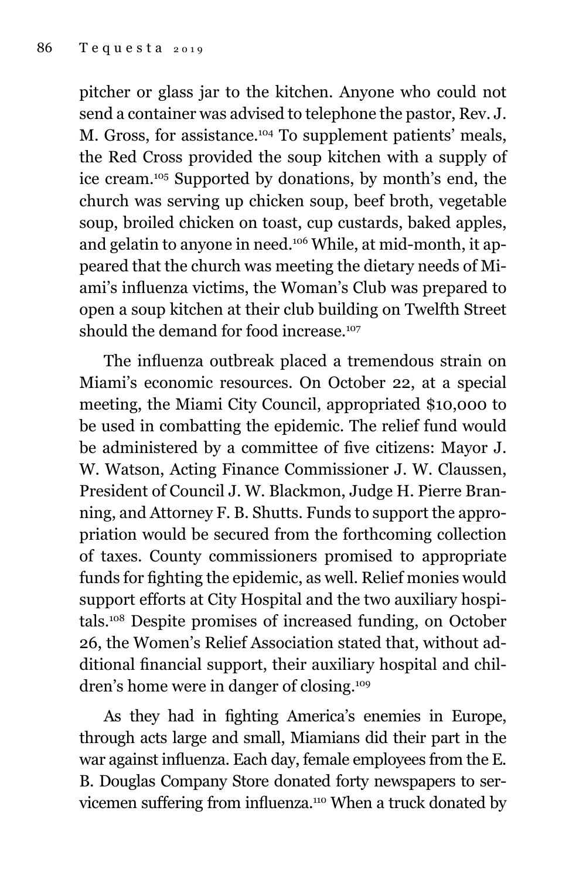pitcher or glass jar to the kitchen. Anyone who could not send a container was advised to telephone the pastor, Rev. J. M. Gross, for assistance.[104] To supplement patients' meals, the Red Cross provided the soup kitchen with a supply of ice cream.[105] Supported by donations, by month's end, the church was serving up chicken soup, beef broth, vegetable soup, broiled chicken on toast, cup custards, baked apples, and gelatin to anyone in need.[106] While, at mid-month, it appeared that the church was meeting the dietary needs of Miami's influenza victims, the Woman's Club was prepared to open a soup kitchen at their club building on Twelfth Street should the demand for food increase.[107]

The influenza outbreak placed a tremendous strain on Miami's economic resources. On October 22, at a special meeting, the Miami City Council, appropriated $10,000 to be used in combatting the epidemic. The relief fund would be administered by a committee of five citizens: Mayor J. W. Watson, Acting Finance Commissioner J. W. Claussen, President of Council J. W. Blackmon, Judge H. Pierre Branning, and Attorney F. B. Shutts. Funds to support the appropriation would be secured from the forthcoming collection of taxes. County commissioners promised to appropriate funds for fighting the epidemic, as well. Relief monies would support efforts at City Hospital and the two auxiliary hospitals.[108] Despite promises of increased funding, on October 26, the Women's Relief Association stated that, without additional financial support, their auxiliary hospital and children's home were in danger of closing.[109]

As they had in fighting America's enemies in Europe, through acts large and small, Miamians did their part in the war against influenza. Each day, female employees from the E. B. Douglas Company Store donated forty newspapers to servicemen suffering from influenza.[110] When a truck donated by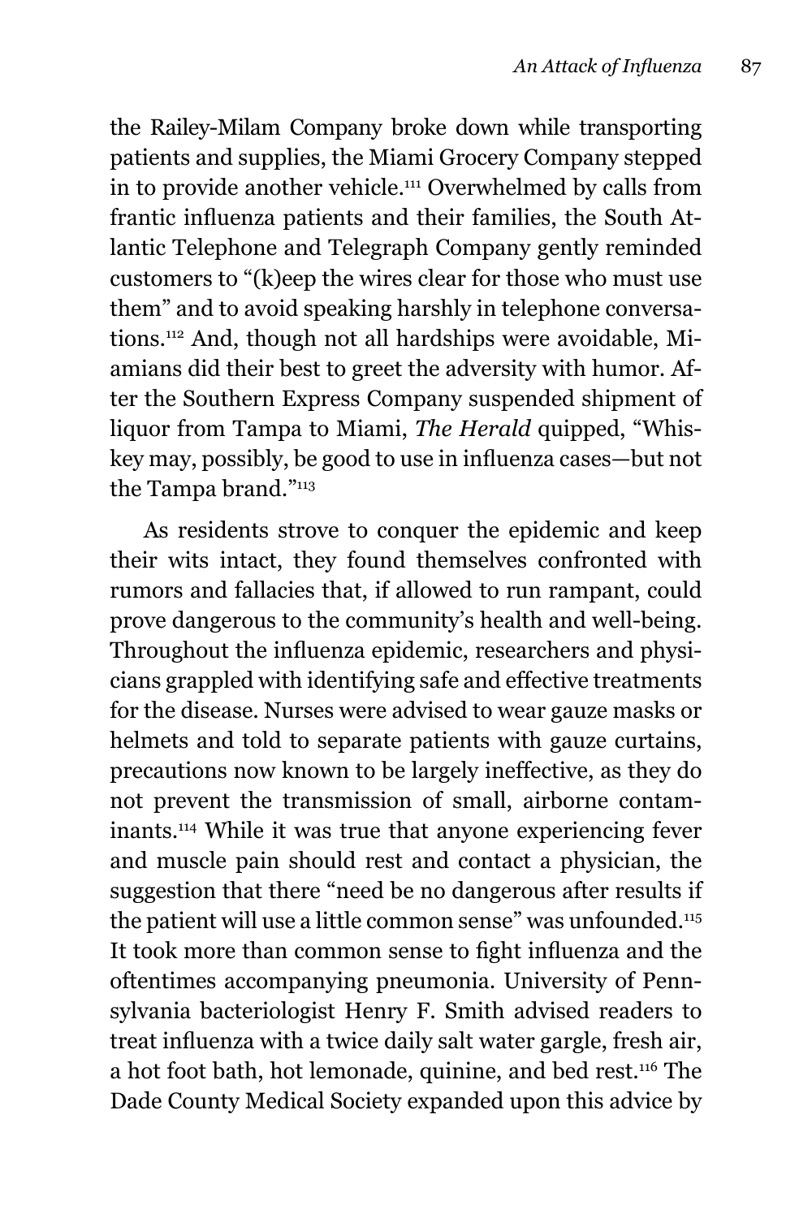the Railey-Milam Company broke down while transporting patients and supplies, the Miami Grocery Company stepped in to provide another vehicle.[111] Overwhelmed by calls from frantic influenza patients and their families, the South Atlantic Telephone and Telegraph Company gently reminded customers to "(k)eep the wires clear for those who must use them" and to avoid speaking harshly in telephone conversations.[112] And, though not all hardships were avoidable, Miamians did their best to greet the adversity with humor. After the Southern Express Company suspended shipment of liquor from Tampa to Miami, *The Herald* quipped, "Whiskey may, possibly, be good to use in influenza cases—but not the Tampa brand."[113]

As residents strove to conquer the epidemic and keep their wits intact, they found themselves confronted with rumors and fallacies that, if allowed to run rampant, could prove dangerous to the community's health and well-being. Throughout the influenza epidemic, researchers and physicians grappled with identifying safe and effective treatments for the disease. Nurses were advised to wear gauze masks or helmets and told to separate patients with gauze curtains, precautions now known to be largely ineffective, as they do not prevent the transmission of small, airborne contaminants.[114] While it was true that anyone experiencing fever and muscle pain should rest and contact a physician, the suggestion that there "need be no dangerous after results if the patient will use a little common sense" was unfounded.[115] It took more than common sense to fight influenza and the oftentimes accompanying pneumonia. University of Pennsylvania bacteriologist Henry F. Smith advised readers to treat influenza with a twice daily salt water gargle, fresh air, a hot foot bath, hot lemonade, quinine, and bed rest.[116] The Dade County Medical Society expanded upon this advice by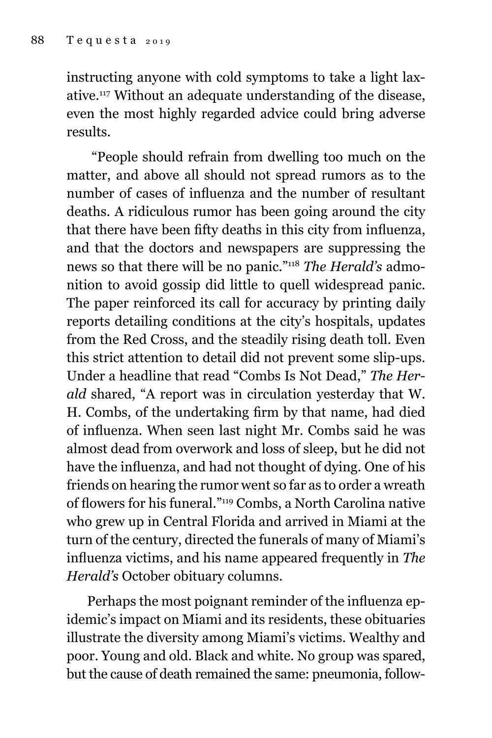instructing anyone with cold symptoms to take a light laxative.[117] Without an adequate understanding of the disease, even the most highly regarded advice could bring adverse results.

"People should refrain from dwelling too much on the matter, and above all should not spread rumors as to the number of cases of influenza and the number of resultant deaths. A ridiculous rumor has been going around the city that there have been fifty deaths in this city from influenza, and that the doctors and newspapers are suppressing the news so that there will be no panic."[118] *The Herald's* admonition to avoid gossip did little to quell widespread panic. The paper reinforced its call for accuracy by printing daily reports detailing conditions at the city's hospitals, updates from the Red Cross, and the steadily rising death toll. Even this strict attention to detail did not prevent some slip-ups. Under a headline that read "Combs Is Not Dead," *The Herald* shared, "A report was in circulation yesterday that W. H. Combs, of the undertaking firm by that name, had died of influenza. When seen last night Mr. Combs said he was almost dead from overwork and loss of sleep, but he did not have the influenza, and had not thought of dying. One of his friends on hearing the rumor went so far as to order a wreath of flowers for his funeral."[119] Combs, a North Carolina native who grew up in Central Florida and arrived in Miami at the turn of the century, directed the funerals of many of Miami's influenza victims, and his name appeared frequently in *The Herald's* October obituary columns.

Perhaps the most poignant reminder of the influenza epidemic's impact on Miami and its residents, these obituaries illustrate the diversity among Miami's victims. Wealthy and poor. Young and old. Black and white. No group was spared, but the cause of death remained the same: pneumonia, follow-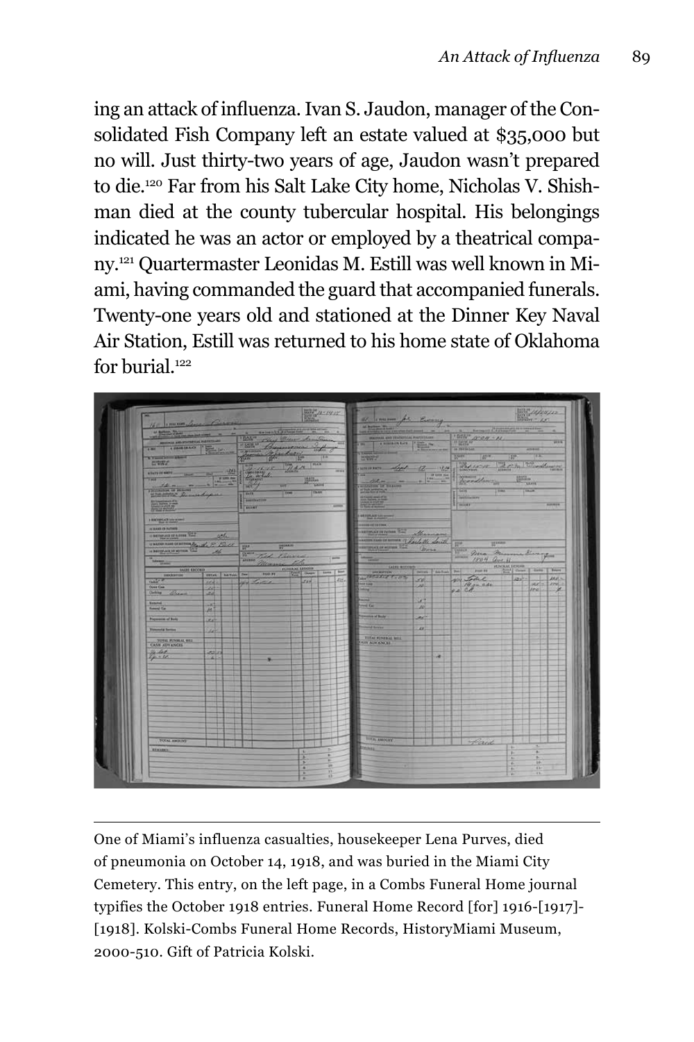ing an attack of influenza. Ivan S. Jaudon, manager of the Consolidated Fish Company left an estate valued at $35,000 but no will. Just thirty-two years of age, Jaudon wasn't prepared to die.[120] Far from his Salt Lake City home, Nicholas V. Shishman died at the county tubercular hospital. His belongings indicated he was an actor or employed by a theatrical company.[121] Quartermaster Leonidas M. Estill was well known in Miami, having commanded the guard that accompanied funerals. Twenty-one years old and stationed at the Dinner Key Naval Air Station, Estill was returned to his home state of Oklahoma for burial.[122]

One of Miami's influenza casualties, housekeeper Lena Purves, died of pneumonia on October 14, 1918, and was buried in the Miami City Cemetery. This entry, on the left page, in a Combs Funeral Home journal typifies the October 1918 entries. Funeral Home Record [for] 1916-[1917]-[1918]. Kolski-Combs Funeral Home Records, HistoryMiami Museum, 2000-510. Gift of Patricia Kolski.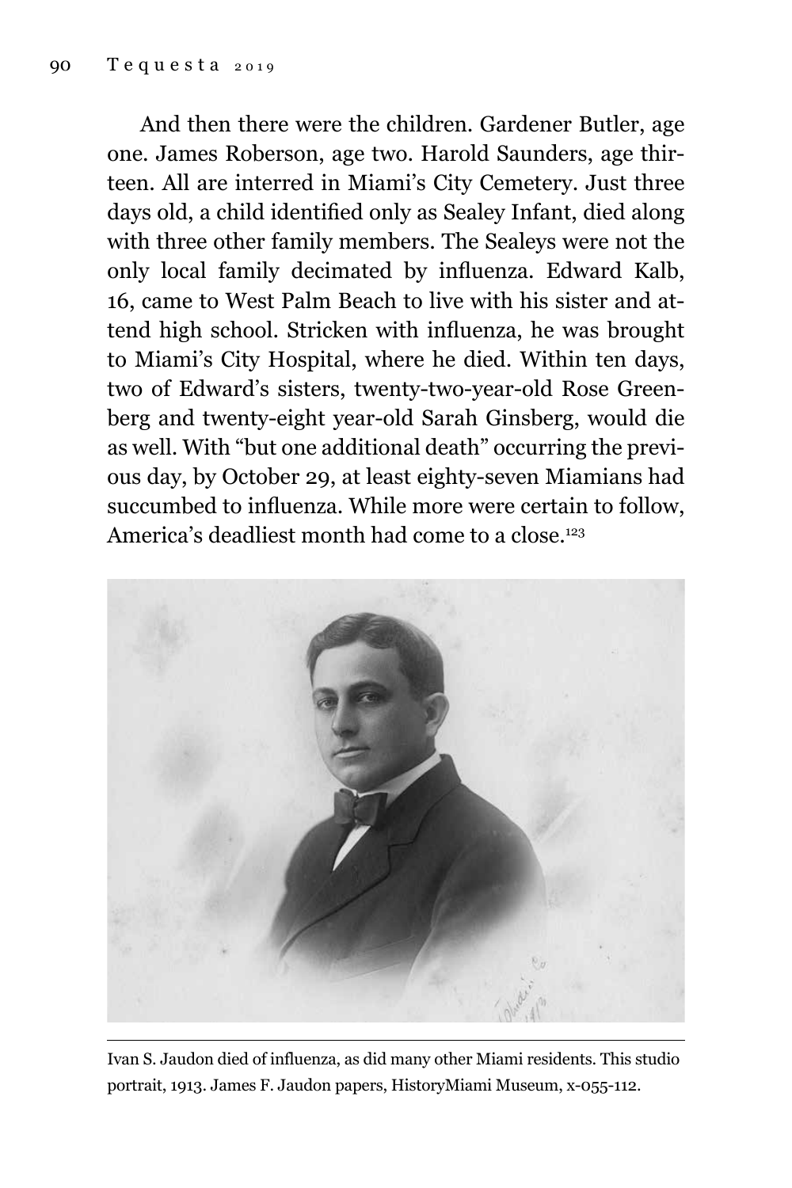And then there were the children. Gardener Butler, age one. James Roberson, age two. Harold Saunders, age thirteen. All are interred in Miami's City Cemetery. Just three days old, a child identified only as Sealey Infant, died along with three other family members. The Sealeys were not the only local family decimated by influenza. Edward Kalb, 16, came to West Palm Beach to live with his sister and attend high school. Stricken with influenza, he was brought to Miami's City Hospital, where he died. Within ten days, two of Edward's sisters, twenty-two-year-old Rose Greenberg and twenty-eight year-old Sarah Ginsberg, would die as well. With "but one additional death" occurring the previous day, by October 29, at least eighty-seven Miamians had succumbed to influenza. While more were certain to follow, America's deadliest month had come to a close.[123]

Ivan S. Jaudon died of influenza, as did many other Miami residents. This studio portrait, 1913. James F. Jaudon papers, HistoryMiami Museum, x-055-112.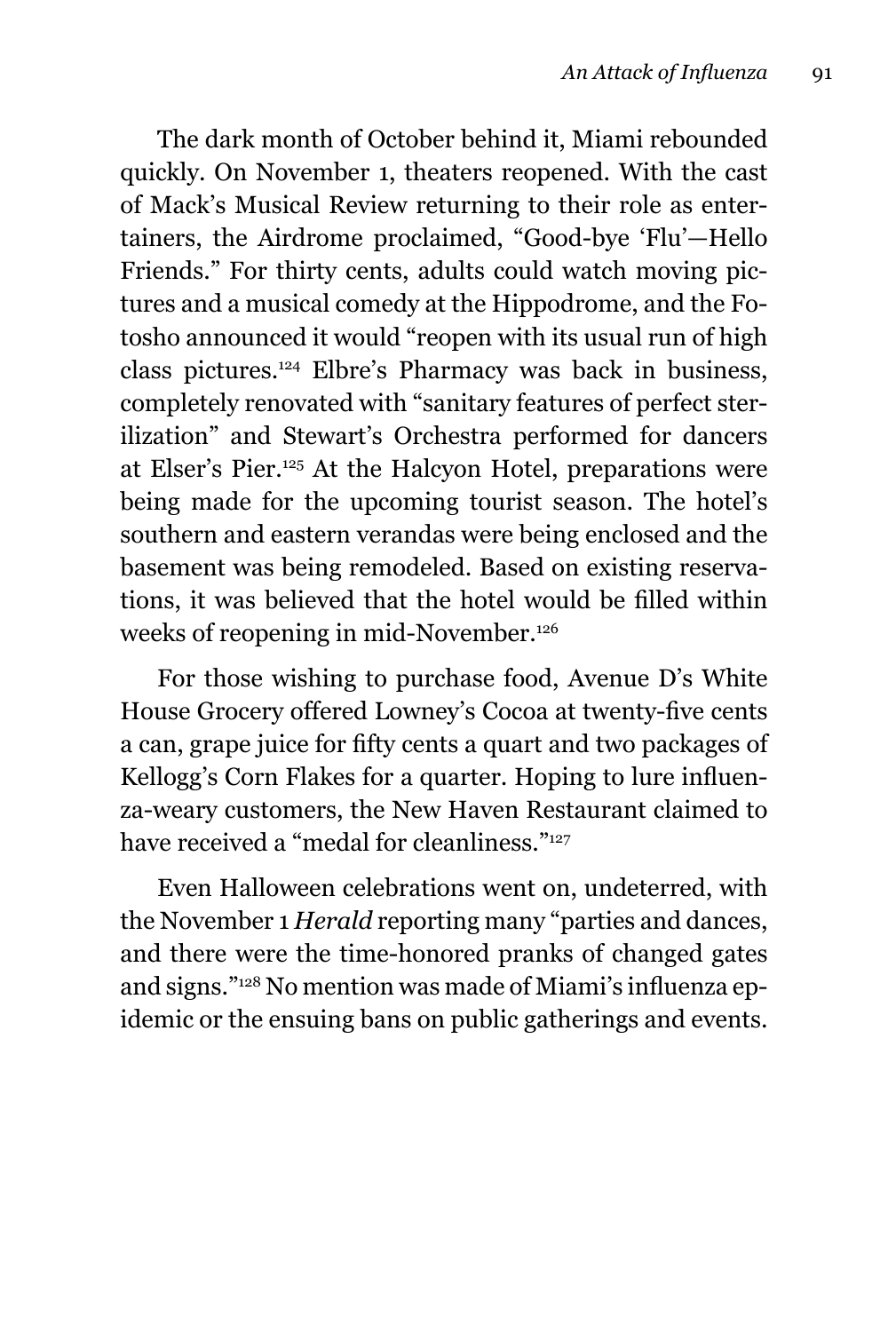The dark month of October behind it, Miami rebounded quickly. On November 1, theaters reopened. With the cast of Mack's Musical Review returning to their role as entertainers, the Airdrome proclaimed, "Good-bye 'Flu'—Hello Friends." For thirty cents, adults could watch moving pictures and a musical comedy at the Hippodrome, and the Fotosho announced it would "reopen with its usual run of high class pictures.[124] Elbre's Pharmacy was back in business, completely renovated with "sanitary features of perfect sterilization" and Stewart's Orchestra performed for dancers at Elser's Pier.[125] At the Halcyon Hotel, preparations were being made for the upcoming tourist season. The hotel's southern and eastern verandas were being enclosed and the basement was being remodeled. Based on existing reservations, it was believed that the hotel would be filled within weeks of reopening in mid-November.[126]

For those wishing to purchase food, Avenue D's White House Grocery offered Lowney's Cocoa at twenty-five cents a can, grape juice for fifty cents a quart and two packages of Kellogg's Corn Flakes for a quarter. Hoping to lure influenza-weary customers, the New Haven Restaurant claimed to have received a "medal for cleanliness."[127]

Even Halloween celebrations went on, undeterred, with the November 1 *Herald* reporting many "parties and dances, and there were the time-honored pranks of changed gates and signs."[128] No mention was made of Miami's influenza epidemic or the ensuing bans on public gatherings and events.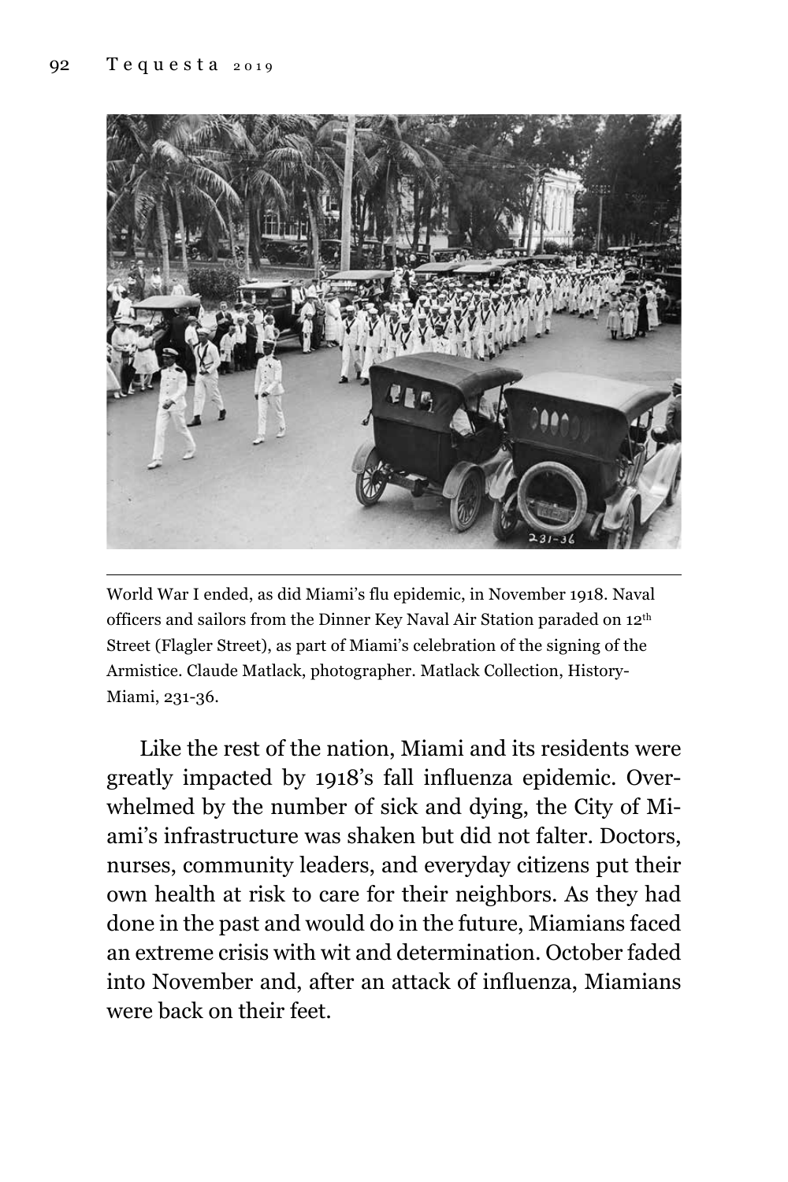World War I ended, as did Miami's flu epidemic, in November 1918. Naval officers and sailors from the Dinner Key Naval Air Station paraded on 12th Street (Flagler Street), as part of Miami's celebration of the signing of the Armistice. Claude Matlack, photographer. Matlack Collection, History-Miami, 231-36.

Like the rest of the nation, Miami and its residents were greatly impacted by 1918's fall influenza epidemic. Overwhelmed by the number of sick and dying, the City of Miami's infrastructure was shaken but did not falter. Doctors, nurses, community leaders, and everyday citizens put their own health at risk to care for their neighbors. As they had done in the past and would do in the future, Miamians faced an extreme crisis with wit and determination. October faded into November and, after an attack of influenza, Miamians were back on their feet.